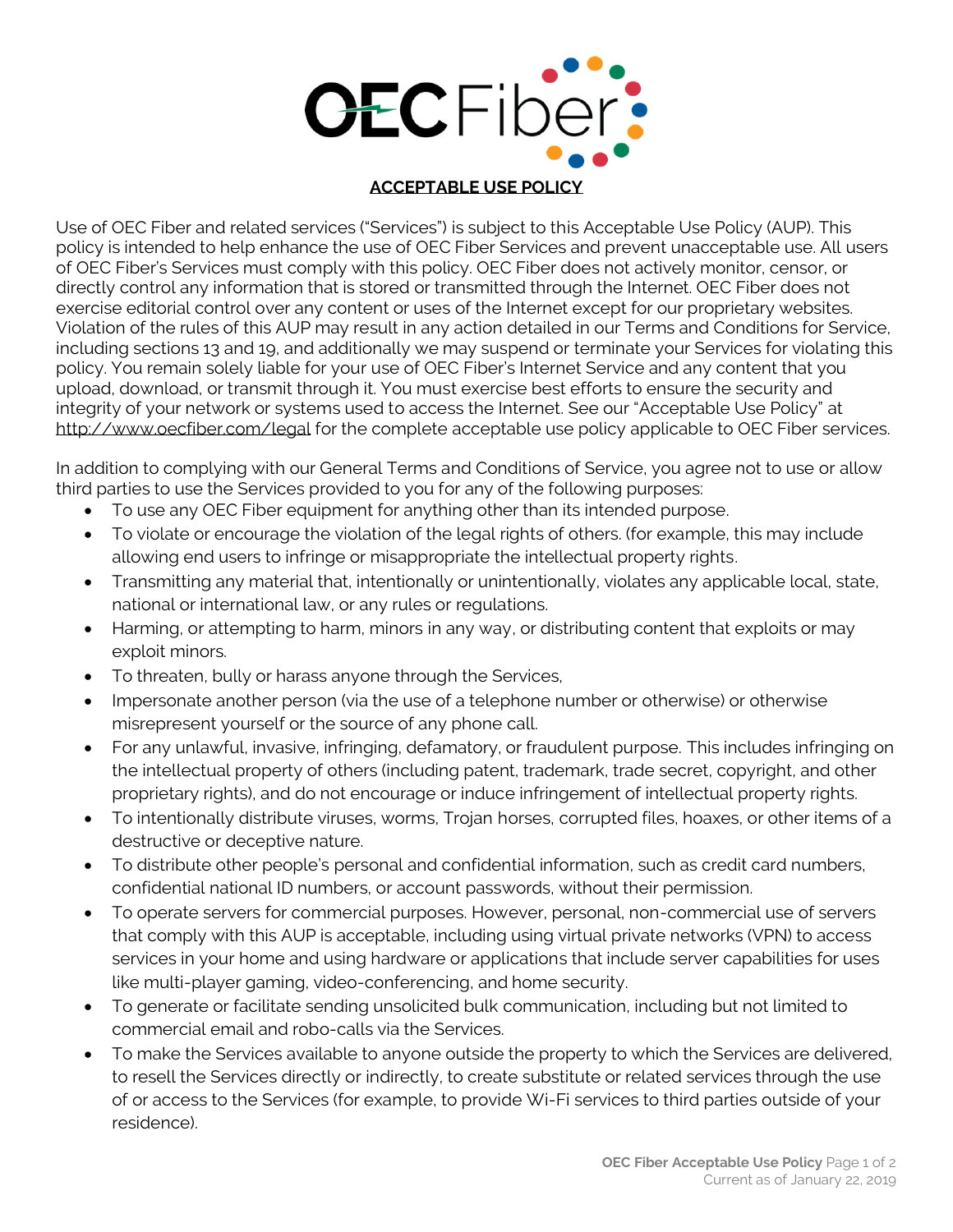# ACCEPTABLE USE POLICY

Use of OEC Fiber and related services ("Services") is subject to this Acceptable Use Policy (AUP). This policy is intended to help enhance the use of OEC Fiber Services and prevent unacceptable use. All users of OEC Fiber's Services must comply with this policy. OEC Fiber does not actively monitor, censor, or directly control any information that is stored or transmitted through the Internet. OEC Fiber does not exercise editorial control over any content or uses of the Internet except for our proprietary websites. Violation of the rules of this AUP may result in any action detailed in our Terms and Conditions for Service, including sections 13 and 19, and additionally we may suspend or terminate your Services for violating this policy. You remain solely liable for your use of OEC Fiber's Internet Service and any content that you upload, download, or transmit through it. You must exercise best efforts to ensure the security and integrity of your network or systems used to access the Internet. See our "Acceptable Use Policy" at http://www.oecfiber.com/legal for the complete acceptable use policy applicable to OEC Fiber services.

In addition to complying with our General Terms and Conditions of Service, you agree not to use or allow third parties to use the Services provided to you for any of the following purposes:

- To use any OEC Fiber equipment for anything other than its intended purpose.
- To violate or encourage the violation of the legal rights of others. (for example, this may include allowing end users to infringe or misappropriate the intellectual property rights.
- Transmitting any material that, intentionally or unintentionally, violates any applicable local, state, national or international law, or any rules or regulations.
- Harming, or attempting to harm, minors in any way, or distributing content that exploits or may exploit minors.
- To threaten, bully or harass anyone through the Services,
- Impersonate another person (via the use of a telephone number or otherwise) or otherwise misrepresent yourself or the source of any phone call.
- For any unlawful, invasive, infringing, defamatory, or fraudulent purpose. This includes infringing on the intellectual property of others (including patent, trademark, trade secret, copyright, and other proprietary rights), and do not encourage or induce infringement of intellectual property rights.
- To intentionally distribute viruses, worms, Trojan horses, corrupted files, hoaxes, or other items of a destructive or deceptive nature.
- To distribute other people's personal and confidential information, such as credit card numbers, confidential national ID numbers, or account passwords, without their permission.
- To operate servers for commercial purposes. However, personal, non-commercial use of servers that comply with this AUP is acceptable, including using virtual private networks (VPN) to access services in your home and using hardware or applications that include server capabilities for uses like multi-player gaming, video-conferencing, and home security.
- To generate or facilitate sending unsolicited bulk communication, including but not limited to commercial email and robo-calls via the Services.
- To make the Services available to anyone outside the property to which the Services are delivered, to resell the Services directly or indirectly, to create substitute or related services through the use of or access to the Services (for example, to provide Wi-Fi services to third parties outside of your residence).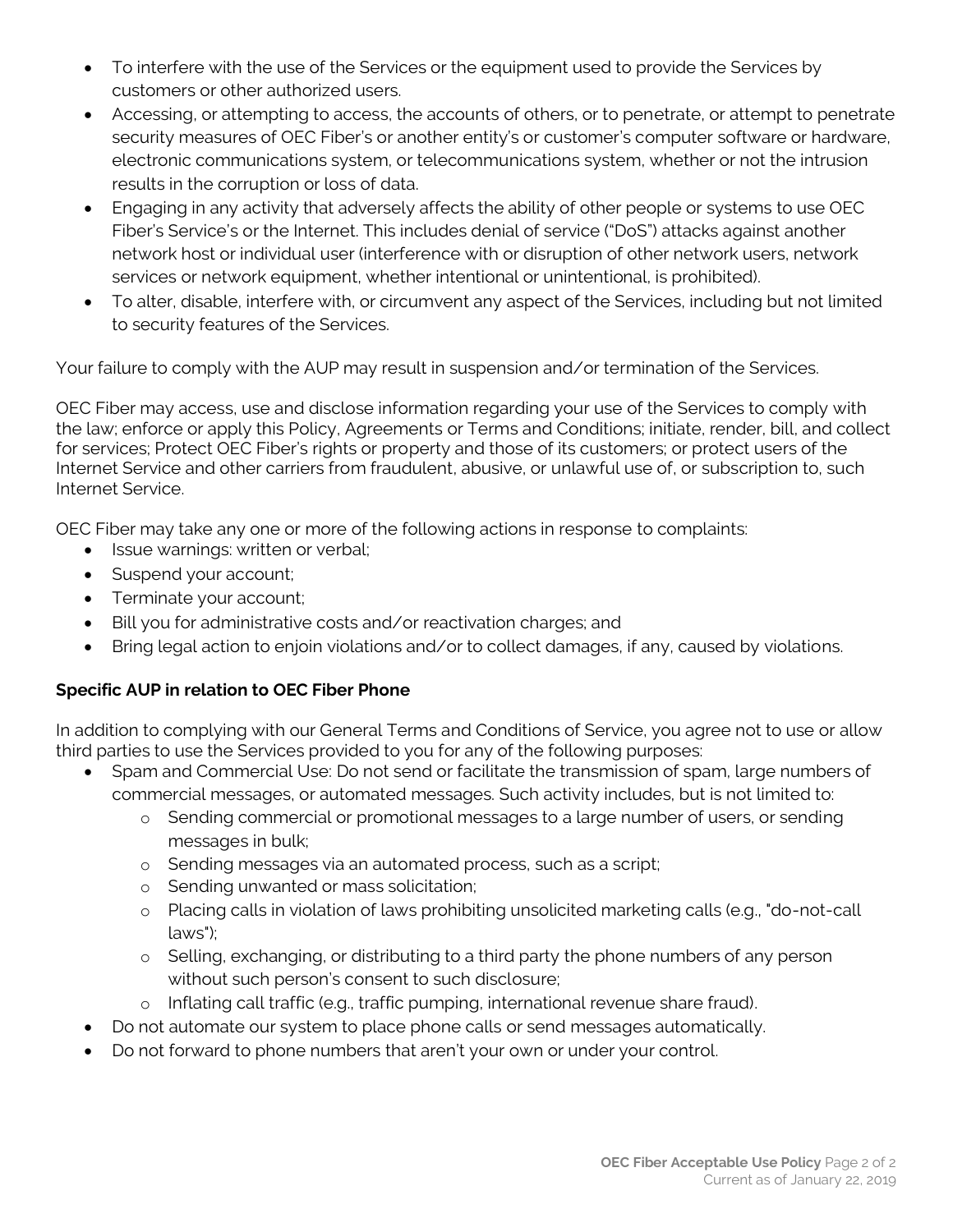- To interfere with the use of the Services or the equipment used to provide the Services by customers or other authorized users.
- Accessing, or attempting to access, the accounts of others, or to penetrate, or attempt to penetrate security measures of OEC Fiber's or another entity's or customer's computer software or hardware, electronic communications system, or telecommunications system, whether or not the intrusion results in the corruption or loss of data.
- Engaging in any activity that adversely affects the ability of other people or systems to use OEC Fiber's Service's or the Internet. This includes denial of service ("DoS") attacks against another network host or individual user (interference with or disruption of other network users, network services or network equipment, whether intentional or unintentional, is prohibited).
- To alter, disable, interfere with, or circumvent any aspect of the Services, including but not limited to security features of the Services.

Your failure to comply with the AUP may result in suspension and/or termination of the Services.

OEC Fiber may access, use and disclose information regarding your use of the Services to comply with the law; enforce or apply this Policy, Agreements or Terms and Conditions; initiate, render, bill, and collect for services; Protect OEC Fiber's rights or property and those of its customers; or protect users of the Internet Service and other carriers from fraudulent, abusive, or unlawful use of, or subscription to, such Internet Service.

OEC Fiber may take any one or more of the following actions in response to complaints:

- Issue warnings: written or verbal;
- Suspend your account;
- Terminate your account;
- Bill you for administrative costs and/or reactivation charges; and
- Bring legal action to enjoin violations and/or to collect damages, if any, caused by violations.

**Specific AUP in relation to OEC Fiber Phone**

In addition to complying with our General Terms and Conditions of Service, you agree not to use or allow third parties to use the Services provided to you for any of the following purposes:

- Spam and Commercial Use: Do not send or facilitate the transmission of spam, large numbers of commercial messages, or automated messages. Such activity includes, but is not limited to:
  - Sending commercial or promotional messages to a large number of users, or sending messages in bulk;
  - Sending messages via an automated process, such as a script;
  - Sending unwanted or mass solicitation;
  - Placing calls in violation of laws prohibiting unsolicited marketing calls (e.g., "do-not-call laws");
  - Selling, exchanging, or distributing to a third party the phone numbers of any person without such person's consent to such disclosure;
  - Inflating call traffic (e.g., traffic pumping, international revenue share fraud).
- Do not automate our system to place phone calls or send messages automatically.
- Do not forward to phone numbers that aren't your own or under your control.